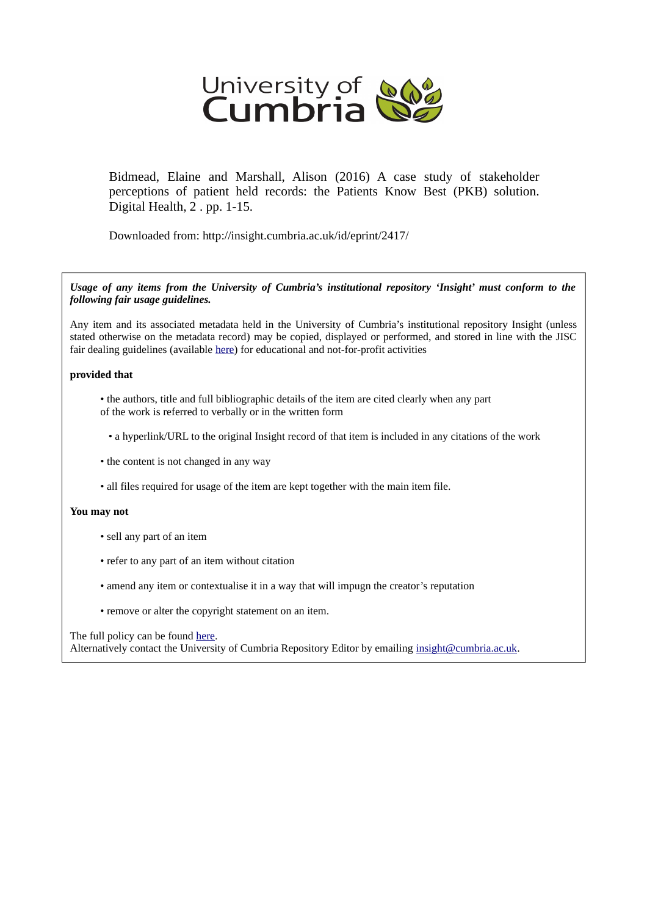University of Cumbria

Bidmead, Elaine and Marshall, Alison (2016) A case study of stakeholder perceptions of patient held records: the Patients Know Best (PKB) solution. Digital Health, 2 . pp. 1-15.

Downloaded from: http://insight.cumbria.ac.uk/id/eprint/2417/

***Usage of any items from the University of Cumbria's institutional repository 'Insight' must conform to the following fair usage guidelines.***

Any item and its associated metadata held in the University of Cumbria's institutional repository Insight (unless stated otherwise on the metadata record) may be copied, displayed or performed, and stored in line with the JISC fair dealing guidelines (available here) for educational and not-for-profit activities

**provided that**

- the authors, title and full bibliographic details of the item are cited clearly when any part of the work is referred to verbally or in the written form
- a hyperlink/URL to the original Insight record of that item is included in any citations of the work
- the content is not changed in any way
- all files required for usage of the item are kept together with the main item file.

**You may not**

- sell any part of an item
- refer to any part of an item without citation
- amend any item or contextualise it in a way that will impugn the creator's reputation
- remove or alter the copyright statement on an item.

The full policy can be found here.
Alternatively contact the University of Cumbria Repository Editor by emailing insight@cumbria.ac.uk.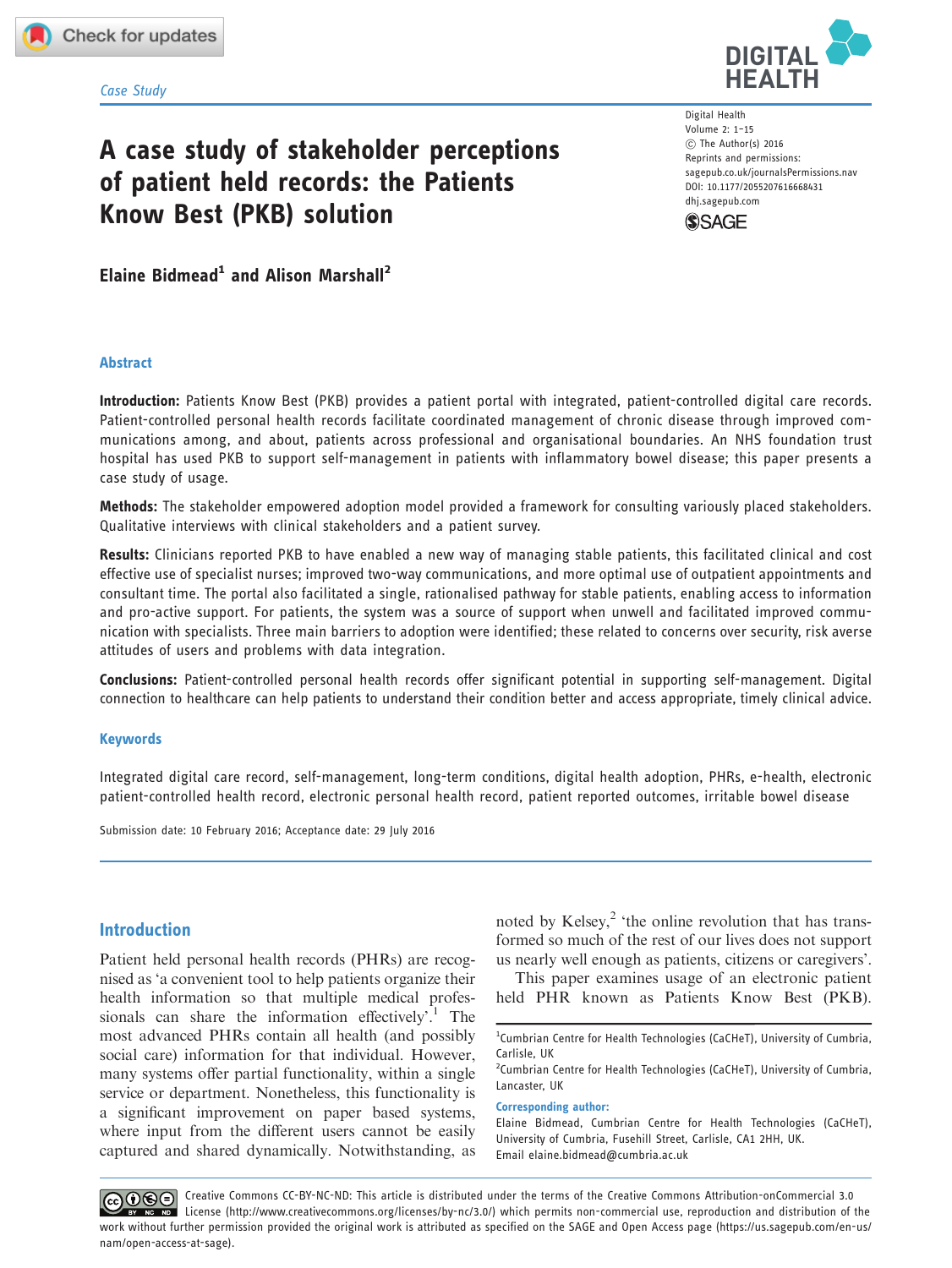Case Study

# A case study of stakeholder perceptions of patient held records: the Patients Know Best (PKB) solution

Digital Health
Volume 2: 1–15
© The Author(s) 2016
Reprints and permissions: sagepub.co.uk/journalsPermissions.nav
DOI: 10.1177/2055207616668431
dhj.sagepub.com

**Elaine Bidmead[1] and Alison Marshall[2]**

## Abstract

**Introduction:** Patients Know Best (PKB) provides a patient portal with integrated, patient-controlled digital care records. Patient-controlled personal health records facilitate coordinated management of chronic disease through improved communications among, and about, patients across professional and organisational boundaries. An NHS foundation trust hospital has used PKB to support self-management in patients with inflammatory bowel disease; this paper presents a case study of usage.

**Methods:** The stakeholder empowered adoption model provided a framework for consulting variously placed stakeholders. Qualitative interviews with clinical stakeholders and a patient survey.

**Results:** Clinicians reported PKB to have enabled a new way of managing stable patients, this facilitated clinical and cost effective use of specialist nurses; improved two-way communications, and more optimal use of outpatient appointments and consultant time. The portal also facilitated a single, rationalised pathway for stable patients, enabling access to information and pro-active support. For patients, the system was a source of support when unwell and facilitated improved communication with specialists. Three main barriers to adoption were identified; these related to concerns over security, risk averse attitudes of users and problems with data integration.

**Conclusions:** Patient-controlled personal health records offer significant potential in supporting self-management. Digital connection to healthcare can help patients to understand their condition better and access appropriate, timely clinical advice.

## Keywords

Integrated digital care record, self-management, long-term conditions, digital health adoption, PHRs, e-health, electronic patient-controlled health record, electronic personal health record, patient reported outcomes, irritable bowel disease

Submission date: 10 February 2016; Acceptance date: 29 July 2016

## Introduction

Patient held personal health records (PHRs) are recognised as 'a convenient tool to help patients organize their health information so that multiple medical professionals can share the information effectively'.[1] The most advanced PHRs contain all health (and possibly social care) information for that individual. However, many systems offer partial functionality, within a single service or department. Nonetheless, this functionality is a significant improvement on paper based systems, where input from the different users cannot be easily captured and shared dynamically. Notwithstanding, as noted by Kelsey,[2] 'the online revolution that has transformed so much of the rest of our lives does not support us nearly well enough as patients, citizens or caregivers'.

This paper examines usage of an electronic patient held PHR known as Patients Know Best (PKB).

[1]Cumbrian Centre for Health Technologies (CaCHeT), University of Cumbria, Carlisle, UK
[2]Cumbrian Centre for Health Technologies (CaCHeT), University of Cumbria, Lancaster, UK

**Corresponding author:**
Elaine Bidmead, Cumbrian Centre for Health Technologies (CaCHeT), University of Cumbria, Fusehill Street, Carlisle, CA1 2HH, UK.
Email elaine.bidmead@cumbria.ac.uk

Creative Commons CC-BY-NC-ND: This article is distributed under the terms of the Creative Commons Attribution-onCommercial 3.0 License (http://www.creativecommons.org/licenses/by-nc/3.0/) which permits non-commercial use, reproduction and distribution of the work without further permission provided the original work is attributed as specified on the SAGE and Open Access page (https://us.sagepub.com/en-us/nam/open-access-at-sage).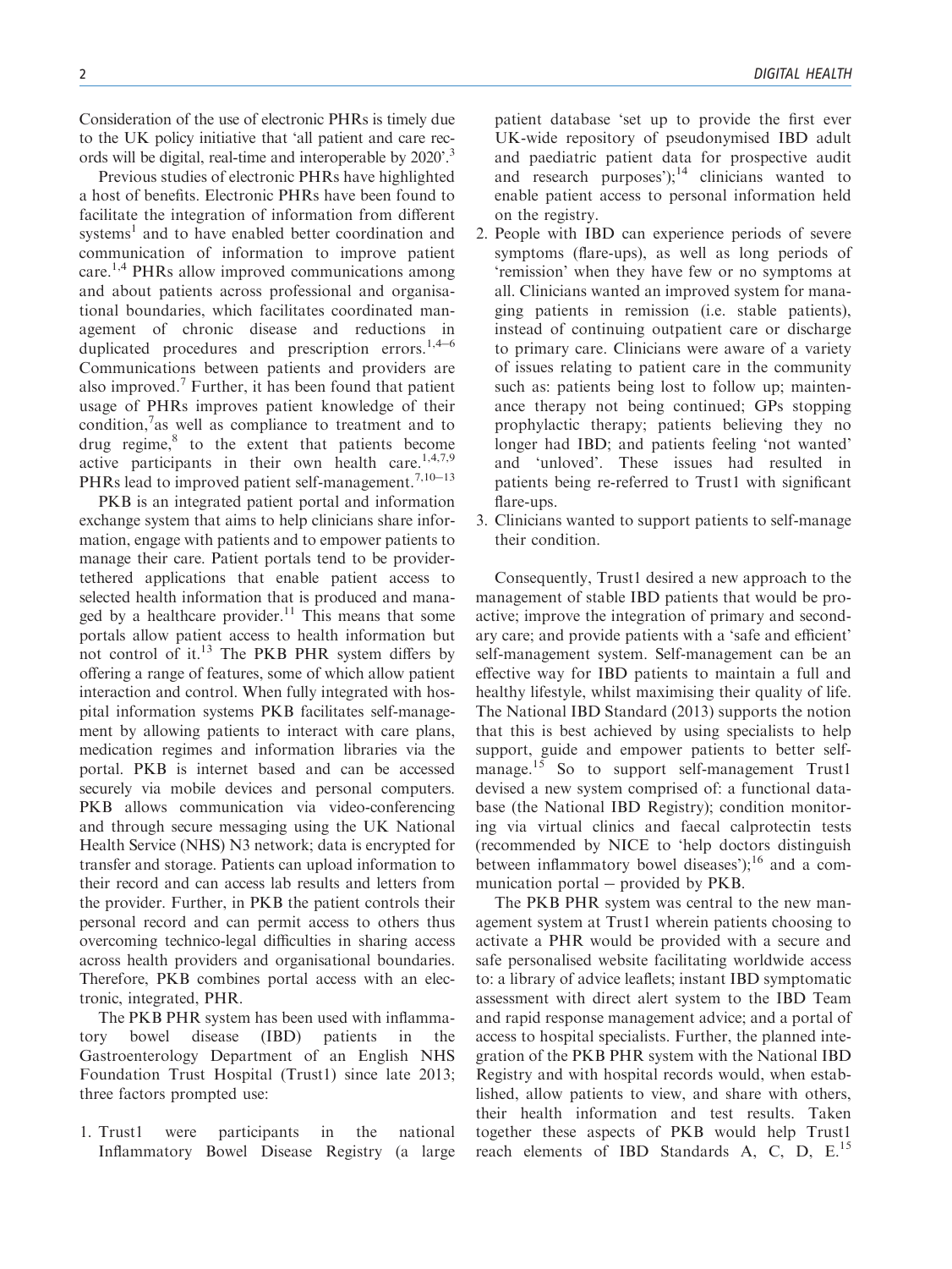Consideration of the use of electronic PHRs is timely due to the UK policy initiative that 'all patient and care records will be digital, real-time and interoperable by 2020'.[3]

Previous studies of electronic PHRs have highlighted a host of benefits. Electronic PHRs have been found to facilitate the integration of information from different systems[1] and to have enabled better coordination and communication of information to improve patient care.[1,4] PHRs allow improved communications among and about patients across professional and organisational boundaries, which facilitates coordinated management of chronic disease and reductions in duplicated procedures and prescription errors.[1,4–6] Communications between patients and providers are also improved.[7] Further, it has been found that patient usage of PHRs improves patient knowledge of their condition,[7] as well as compliance to treatment and to drug regime,[8] to the extent that patients become active participants in their own health care.[1,4,7,9] PHRs lead to improved patient self-management.[7,10–13]

PKB is an integrated patient portal and information exchange system that aims to help clinicians share information, engage with patients and to empower patients to manage their care. Patient portals tend to be provider-tethered applications that enable patient access to selected health information that is produced and managed by a healthcare provider.[11] This means that some portals allow patient access to health information but not control of it.[13] The PKB PHR system differs by offering a range of features, some of which allow patient interaction and control. When fully integrated with hospital information systems PKB facilitates self-management by allowing patients to interact with care plans, medication regimes and information libraries via the portal. PKB is internet based and can be accessed securely via mobile devices and personal computers. PKB allows communication via video-conferencing and through secure messaging using the UK National Health Service (NHS) N3 network; data is encrypted for transfer and storage. Patients can upload information to their record and can access lab results and letters from the provider. Further, in PKB the patient controls their personal record and can permit access to others thus overcoming technico-legal difficulties in sharing access across health providers and organisational boundaries. Therefore, PKB combines portal access with an electronic, integrated, PHR.

The PKB PHR system has been used with inflammatory bowel disease (IBD) patients in the Gastroenterology Department of an English NHS Foundation Trust Hospital (Trust1) since late 2013; three factors prompted use:

1. Trust1 were participants in the national Inflammatory Bowel Disease Registry (a large patient database 'set up to provide the first ever UK-wide repository of pseudonymised IBD adult and paediatric patient data for prospective audit and research purposes');[14] clinicians wanted to enable patient access to personal information held on the registry.
2. People with IBD can experience periods of severe symptoms (flare-ups), as well as long periods of 'remission' when they have few or no symptoms at all. Clinicians wanted an improved system for managing patients in remission (i.e. stable patients), instead of continuing outpatient care or discharge to primary care. Clinicians were aware of a variety of issues relating to patient care in the community such as: patients being lost to follow up; maintenance therapy not being continued; GPs stopping prophylactic therapy; patients believing they no longer had IBD; and patients feeling 'not wanted' and 'unloved'. These issues had resulted in patients being re-referred to Trust1 with significant flare-ups.
3. Clinicians wanted to support patients to self-manage their condition.

Consequently, Trust1 desired a new approach to the management of stable IBD patients that would be proactive; improve the integration of primary and secondary care; and provide patients with a 'safe and efficient' self-management system. Self-management can be an effective way for IBD patients to maintain a full and healthy lifestyle, whilst maximising their quality of life. The National IBD Standard (2013) supports the notion that this is best achieved by using specialists to help support, guide and empower patients to better self-manage.[15] So to support self-management Trust1 devised a new system comprised of: a functional database (the National IBD Registry); condition monitoring via virtual clinics and faecal calprotectin tests (recommended by NICE to 'help doctors distinguish between inflammatory bowel diseases');[16] and a communication portal – provided by PKB.

The PKB PHR system was central to the new management system at Trust1 wherein patients choosing to activate a PHR would be provided with a secure and safe personalised website facilitating worldwide access to: a library of advice leaflets; instant IBD symptomatic assessment with direct alert system to the IBD Team and rapid response management advice; and a portal of access to hospital specialists. Further, the planned integration of the PKB PHR system with the National IBD Registry and with hospital records would, when established, allow patients to view, and share with others, their health information and test results. Taken together these aspects of PKB would help Trust1 reach elements of IBD Standards A, C, D, E.[15]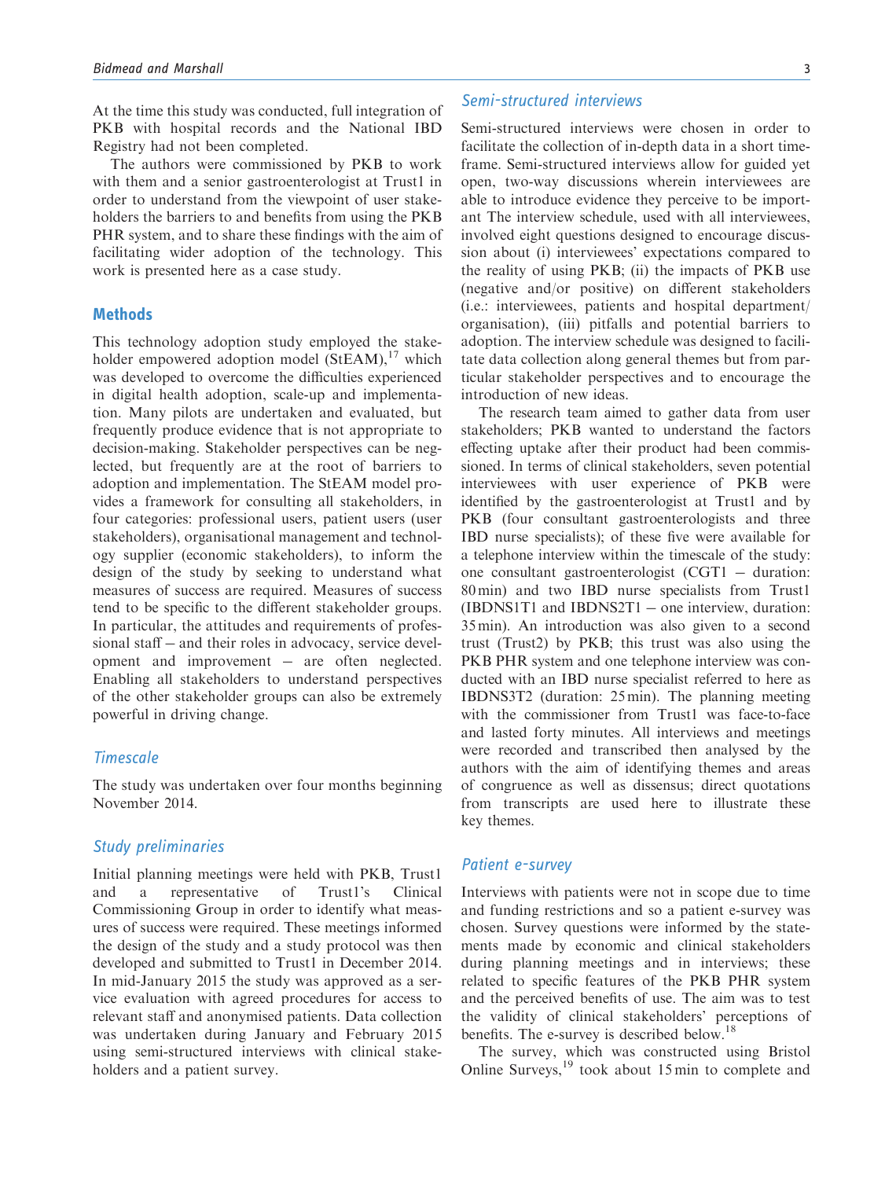At the time this study was conducted, full integration of PKB with hospital records and the National IBD Registry had not been completed.

The authors were commissioned by PKB to work with them and a senior gastroenterologist at Trust1 in order to understand from the viewpoint of user stakeholders the barriers to and benefits from using the PKB PHR system, and to share these findings with the aim of facilitating wider adoption of the technology. This work is presented here as a case study.

## Methods

This technology adoption study employed the stakeholder empowered adoption model (StEAM),[17] which was developed to overcome the difficulties experienced in digital health adoption, scale-up and implementation. Many pilots are undertaken and evaluated, but frequently produce evidence that is not appropriate to decision-making. Stakeholder perspectives can be neglected, but frequently are at the root of barriers to adoption and implementation. The StEAM model provides a framework for consulting all stakeholders, in four categories: professional users, patient users (user stakeholders), organisational management and technology supplier (economic stakeholders), to inform the design of the study by seeking to understand what measures of success are required. Measures of success tend to be specific to the different stakeholder groups. In particular, the attitudes and requirements of professional staff – and their roles in advocacy, service development and improvement – are often neglected. Enabling all stakeholders to understand perspectives of the other stakeholder groups can also be extremely powerful in driving change.

### *Timescale*

The study was undertaken over four months beginning November 2014.

### *Study preliminaries*

Initial planning meetings were held with PKB, Trust1 and a representative of Trust1's Clinical Commissioning Group in order to identify what measures of success were required. These meetings informed the design of the study and a study protocol was then developed and submitted to Trust1 in December 2014. In mid-January 2015 the study was approved as a service evaluation with agreed procedures for access to relevant staff and anonymised patients. Data collection was undertaken during January and February 2015 using semi-structured interviews with clinical stakeholders and a patient survey.

### *Semi-structured interviews*

Semi-structured interviews were chosen in order to facilitate the collection of in-depth data in a short timeframe. Semi-structured interviews allow for guided yet open, two-way discussions wherein interviewees are able to introduce evidence they perceive to be important The interview schedule, used with all interviewees, involved eight questions designed to encourage discussion about (i) interviewees' expectations compared to the reality of using PKB; (ii) the impacts of PKB use (negative and/or positive) on different stakeholders (i.e.: interviewees, patients and hospital department/organisation), (iii) pitfalls and potential barriers to adoption. The interview schedule was designed to facilitate data collection along general themes but from particular stakeholder perspectives and to encourage the introduction of new ideas.

The research team aimed to gather data from user stakeholders; PKB wanted to understand the factors effecting uptake after their product had been commissioned. In terms of clinical stakeholders, seven potential interviewees with user experience of PKB were identified by the gastroenterologist at Trust1 and by PKB (four consultant gastroenterologists and three IBD nurse specialists); of these five were available for a telephone interview within the timescale of the study: one consultant gastroenterologist (CGT1 – duration: 80 min) and two IBD nurse specialists from Trust1 (IBDNS1T1 and IBDNS2T1 – one interview, duration: 35 min). An introduction was also given to a second trust (Trust2) by PKB; this trust was also using the PKB PHR system and one telephone interview was conducted with an IBD nurse specialist referred to here as IBDNS3T2 (duration: 25 min). The planning meeting with the commissioner from Trust1 was face-to-face and lasted forty minutes. All interviews and meetings were recorded and transcribed then analysed by the authors with the aim of identifying themes and areas of congruence as well as dissensus; direct quotations from transcripts are used here to illustrate these key themes.

### *Patient e-survey*

Interviews with patients were not in scope due to time and funding restrictions and so a patient e-survey was chosen. Survey questions were informed by the statements made by economic and clinical stakeholders during planning meetings and in interviews; these related to specific features of the PKB PHR system and the perceived benefits of use. The aim was to test the validity of clinical stakeholders' perceptions of benefits. The e-survey is described below.[18]

The survey, which was constructed using Bristol Online Surveys,[19] took about 15 min to complete and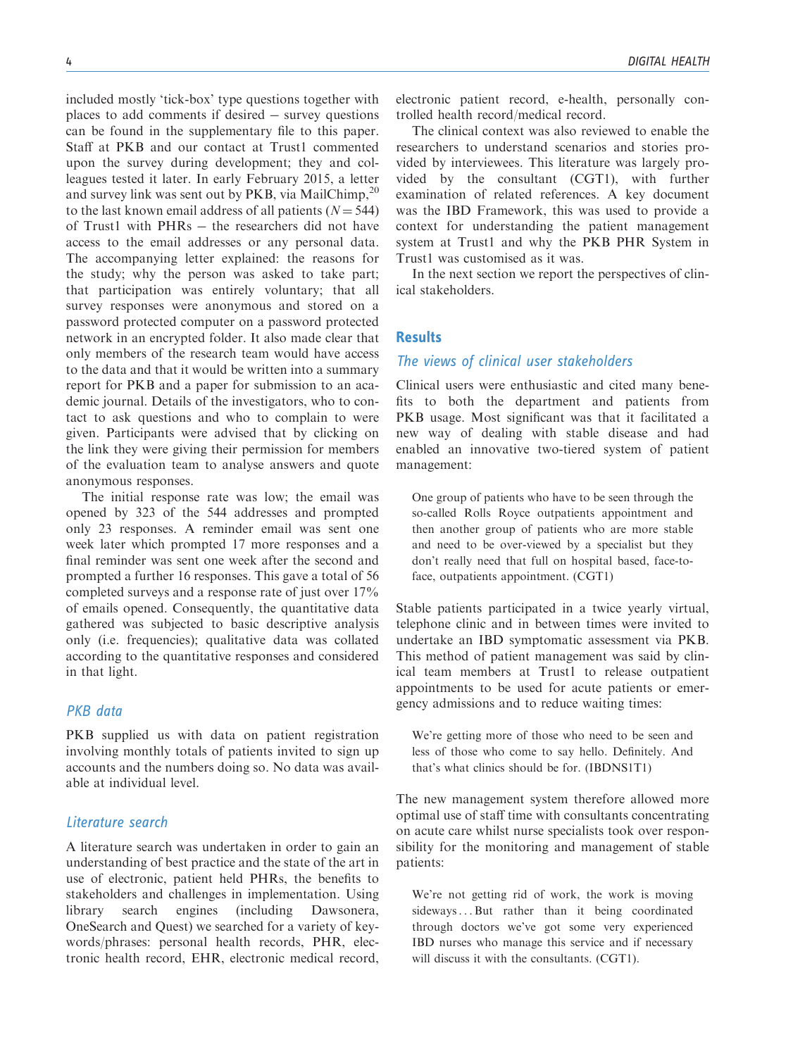included mostly 'tick-box' type questions together with places to add comments if desired – survey questions can be found in the supplementary file to this paper. Staff at PKB and our contact at Trust1 commented upon the survey during development; they and colleagues tested it later. In early February 2015, a letter and survey link was sent out by PKB, via MailChimp,[20] to the last known email address of all patients ($N = 544$) of Trust1 with PHRs – the researchers did not have access to the email addresses or any personal data. The accompanying letter explained: the reasons for the study; why the person was asked to take part; that participation was entirely voluntary; that all survey responses were anonymous and stored on a password protected computer on a password protected network in an encrypted folder. It also made clear that only members of the research team would have access to the data and that it would be written into a summary report for PKB and a paper for submission to an academic journal. Details of the investigators, who to contact to ask questions and who to complain to were given. Participants were advised that by clicking on the link they were giving their permission for members of the evaluation team to analyse answers and quote anonymous responses.

The initial response rate was low; the email was opened by 323 of the 544 addresses and prompted only 23 responses. A reminder email was sent one week later which prompted 17 more responses and a final reminder was sent one week after the second and prompted a further 16 responses. This gave a total of 56 completed surveys and a response rate of just over 17% of emails opened. Consequently, the quantitative data gathered was subjected to basic descriptive analysis only (i.e. frequencies); qualitative data was collated according to the quantitative responses and considered in that light.

### *PKB data*

PKB supplied us with data on patient registration involving monthly totals of patients invited to sign up accounts and the numbers doing so. No data was available at individual level.

### *Literature search*

A literature search was undertaken in order to gain an understanding of best practice and the state of the art in use of electronic, patient held PHRs, the benefits to stakeholders and challenges in implementation. Using library search engines (including Dawsonera, OneSearch and Quest) we searched for a variety of keywords/phrases: personal health records, PHR, electronic health record, EHR, electronic medical record, electronic patient record, e-health, personally controlled health record/medical record.

The clinical context was also reviewed to enable the researchers to understand scenarios and stories provided by interviewees. This literature was largely provided by the consultant (CGT1), with further examination of related references. A key document was the IBD Framework, this was used to provide a context for understanding the patient management system at Trust1 and why the PKB PHR System in Trust1 was customised as it was.

In the next section we report the perspectives of clinical stakeholders.

## Results

### *The views of clinical user stakeholders*

Clinical users were enthusiastic and cited many benefits to both the department and patients from PKB usage. Most significant was that it facilitated a new way of dealing with stable disease and had enabled an innovative two-tiered system of patient management:

> One group of patients who have to be seen through the so-called Rolls Royce outpatients appointment and then another group of patients who are more stable and need to be over-viewed by a specialist but they don't really need that full on hospital based, face-to-face, outpatients appointment. (CGT1)

Stable patients participated in a twice yearly virtual, telephone clinic and in between times were invited to undertake an IBD symptomatic assessment via PKB. This method of patient management was said by clinical team members at Trust1 to release outpatient appointments to be used for acute patients or emergency admissions and to reduce waiting times:

> We're getting more of those who need to be seen and less of those who come to say hello. Definitely. And that's what clinics should be for. (IBDNS1T1)

The new management system therefore allowed more optimal use of staff time with consultants concentrating on acute care whilst nurse specialists took over responsibility for the monitoring and management of stable patients:

> We're not getting rid of work, the work is moving sideways... But rather than it being coordinated through doctors we've got some very experienced IBD nurses who manage this service and if necessary will discuss it with the consultants. (CGT1).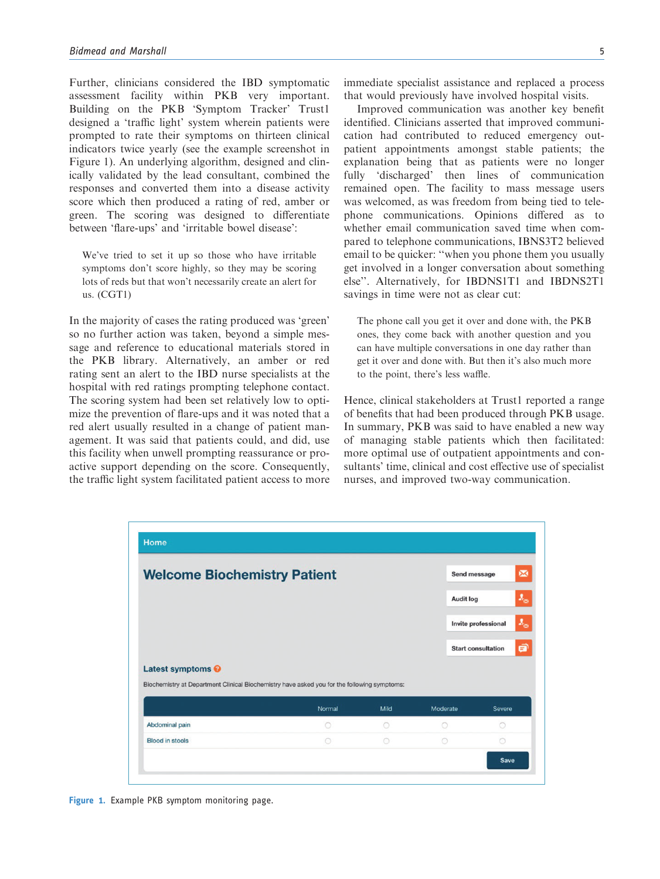Further, clinicians considered the IBD symptomatic assessment facility within PKB very important. Building on the PKB 'Symptom Tracker' Trust1 designed a 'traffic light' system wherein patients were prompted to rate their symptoms on thirteen clinical indicators twice yearly (see the example screenshot in Figure 1). An underlying algorithm, designed and clinically validated by the lead consultant, combined the responses and converted them into a disease activity score which then produced a rating of red, amber or green. The scoring was designed to differentiate between 'flare-ups' and 'irritable bowel disease':

> We've tried to set it up so those who have irritable symptoms don't score highly, so they may be scoring lots of reds but that won't necessarily create an alert for us. (CGT1)

In the majority of cases the rating produced was 'green' so no further action was taken, beyond a simple message and reference to educational materials stored in the PKB library. Alternatively, an amber or red rating sent an alert to the IBD nurse specialists at the hospital with red ratings prompting telephone contact. The scoring system had been set relatively low to optimize the prevention of flare-ups and it was noted that a red alert usually resulted in a change of patient management. It was said that patients could, and did, use this facility when unwell prompting reassurance or proactive support depending on the score. Consequently, the traffic light system facilitated patient access to more immediate specialist assistance and replaced a process that would previously have involved hospital visits.

Improved communication was another key benefit identified. Clinicians asserted that improved communication had contributed to reduced emergency outpatient appointments amongst stable patients; the explanation being that as patients were no longer fully 'discharged' then lines of communication remained open. The facility to mass message users was welcomed, as was freedom from being tied to telephone communications. Opinions differed as to whether email communication saved time when compared to telephone communications, IBNS3T2 believed email to be quicker: "when you phone them you usually get involved in a longer conversation about something else". Alternatively, for IBDNS1T1 and IBDNS2T1 savings in time were not as clear cut:

> The phone call you get it over and done with, the PKB ones, they come back with another question and you can have multiple conversations in one day rather than get it over and done with. But then it's also much more to the point, there's less waffle.

Hence, clinical stakeholders at Trust1 reported a range of benefits that had been produced through PKB usage. In summary, PKB was said to have enabled a new way of managing stable patients which then facilitated: more optimal use of outpatient appointments and consultants' time, clinical and cost effective use of specialist nurses, and improved two-way communication.

Home

**Welcome Biochemistry Patient**

Send message
Audit log
Invite professional
Start consultation

**Latest symptoms**

Biochemistry at Department Clinical Biochemistry have asked you for the following symptoms:

| | Normal | Mild | Moderate | Severe |
|---|---|---|---|---|
| Abdominal pain | ○ | ○ | ○ | ○ |
| Blood in stools | ○ | ○ | ○ | ○ |

Save

**Figure 1.** Example PKB symptom monitoring page.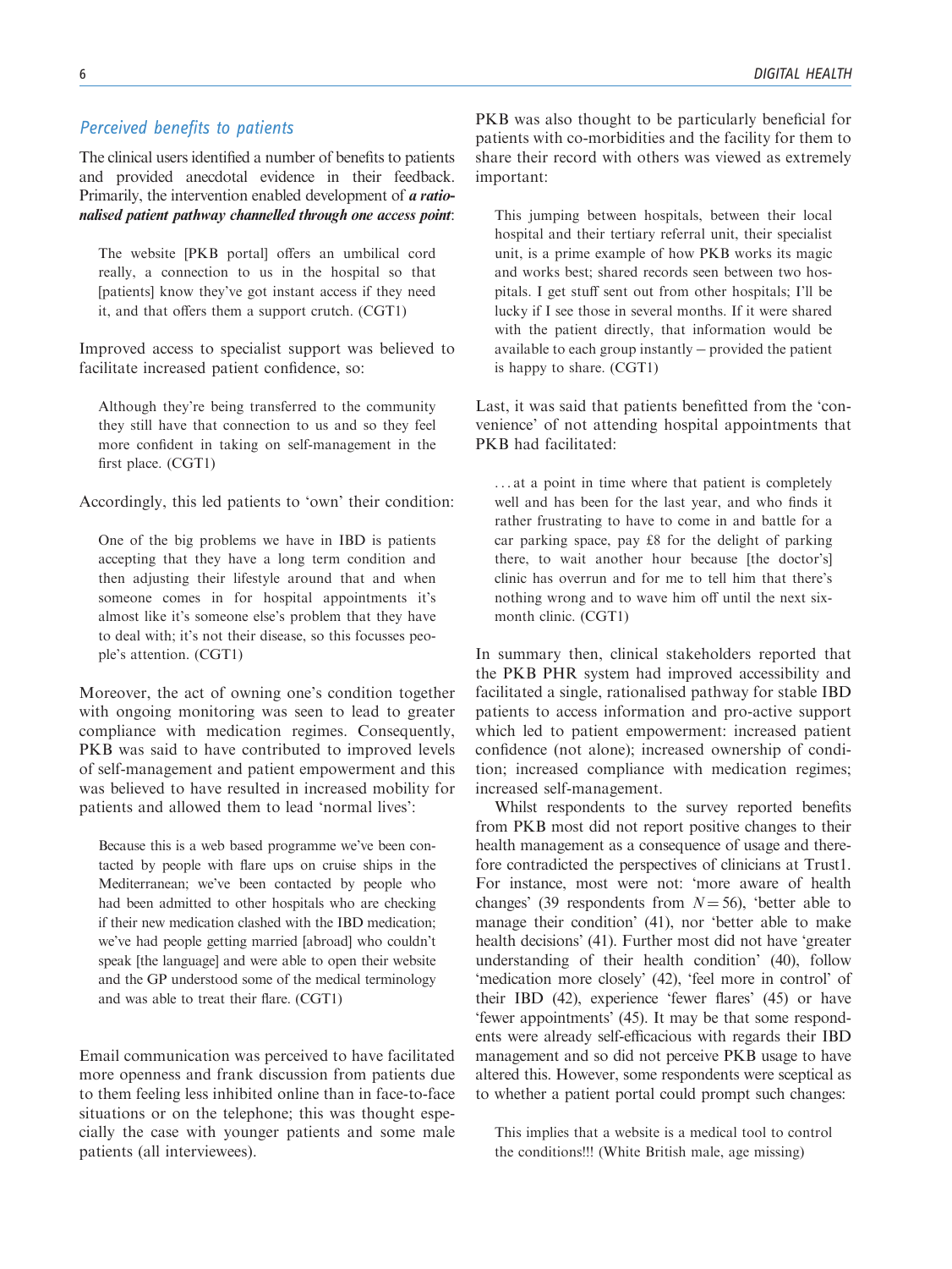### *Perceived benefits to patients*

The clinical users identified a number of benefits to patients and provided anecdotal evidence in their feedback. Primarily, the intervention enabled development of ***a rationalised patient pathway channelled through one access point***:

> The website [PKB portal] offers an umbilical cord really, a connection to us in the hospital so that [patients] know they've got instant access if they need it, and that offers them a support crutch. (CGT1)

Improved access to specialist support was believed to facilitate increased patient confidence, so:

> Although they're being transferred to the community they still have that connection to us and so they feel more confident in taking on self-management in the first place. (CGT1)

Accordingly, this led patients to 'own' their condition:

> One of the big problems we have in IBD is patients accepting that they have a long term condition and then adjusting their lifestyle around that and when someone comes in for hospital appointments it's almost like it's someone else's problem that they have to deal with; it's not their disease, so this focusses people's attention. (CGT1)

Moreover, the act of owning one's condition together with ongoing monitoring was seen to lead to greater compliance with medication regimes. Consequently, PKB was said to have contributed to improved levels of self-management and patient empowerment and this was believed to have resulted in increased mobility for patients and allowed them to lead 'normal lives':

> Because this is a web based programme we've been contacted by people with flare ups on cruise ships in the Mediterranean; we've been contacted by people who had been admitted to other hospitals who are checking if their new medication clashed with the IBD medication; we've had people getting married [abroad] who couldn't speak [the language] and were able to open their website and the GP understood some of the medical terminology and was able to treat their flare. (CGT1)

Email communication was perceived to have facilitated more openness and frank discussion from patients due to them feeling less inhibited online than in face-to-face situations or on the telephone; this was thought especially the case with younger patients and some male patients (all interviewees).

PKB was also thought to be particularly beneficial for patients with co-morbidities and the facility for them to share their record with others was viewed as extremely important:

> This jumping between hospitals, between their local hospital and their tertiary referral unit, their specialist unit, is a prime example of how PKB works its magic and works best; shared records seen between two hospitals. I get stuff sent out from other hospitals; I'll be lucky if I see those in several months. If it were shared with the patient directly, that information would be available to each group instantly – provided the patient is happy to share. (CGT1)

Last, it was said that patients benefitted from the 'convenience' of not attending hospital appointments that PKB had facilitated:

> ...at a point in time where that patient is completely well and has been for the last year, and who finds it rather frustrating to have to come in and battle for a car parking space, pay £8 for the delight of parking there, to wait another hour because [the doctor's] clinic has overrun and for me to tell him that there's nothing wrong and to wave him off until the next six-month clinic. (CGT1)

In summary then, clinical stakeholders reported that the PKB PHR system had improved accessibility and facilitated a single, rationalised pathway for stable IBD patients to access information and pro-active support which led to patient empowerment: increased patient confidence (not alone); increased ownership of condition; increased compliance with medication regimes; increased self-management.

Whilst respondents to the survey reported benefits from PKB most did not report positive changes to their health management as a consequence of usage and therefore contradicted the perspectives of clinicians at Trust1. For instance, most were not: 'more aware of health changes' (39 respondents from $N = 56$), 'better able to manage their condition' (41), nor 'better able to make health decisions' (41). Further most did not have 'greater understanding of their health condition' (40), follow 'medication more closely' (42), 'feel more in control' of their IBD (42), experience 'fewer flares' (45) or have 'fewer appointments' (45). It may be that some respondents were already self-efficacious with regards their IBD management and so did not perceive PKB usage to have altered this. However, some respondents were sceptical as to whether a patient portal could prompt such changes:

> This implies that a website is a medical tool to control the conditions!!! (White British male, age missing)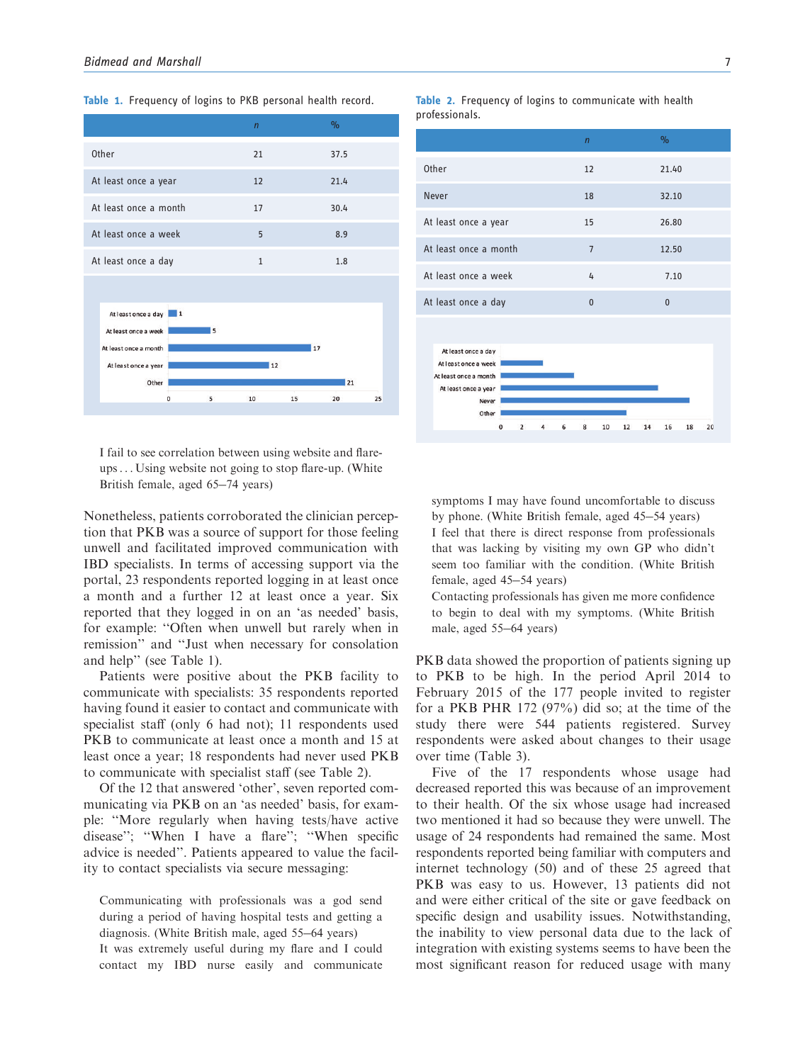Table 1. Frequency of logins to PKB personal health record.

|  | n | % |
|---|---|---|
| Other | 21 | 37.5 |
| At least once a year | 12 | 21.4 |
| At least once a month | 17 | 30.4 |
| At least once a week | 5 | 8.9 |
| At least once a day | 1 | 1.8 |

Table 2. Frequency of logins to communicate with health professionals.

|  | n | % |
|---|---|---|
| Other | 12 | 21.40 |
| Never | 18 | 32.10 |
| At least once a year | 15 | 26.80 |
| At least once a month | 7 | 12.50 |
| At least once a week | 4 | 7.10 |
| At least once a day | 0 | 0 |

> I fail to see correlation between using website and flare-ups... Using website not going to stop flare-up. (White British female, aged 65–74 years)

Nonetheless, patients corroborated the clinician perception that PKB was a source of support for those feeling unwell and facilitated improved communication with IBD specialists. In terms of accessing support via the portal, 23 respondents reported logging in at least once a month and a further 12 at least once a year. Six reported that they logged in on an 'as needed' basis, for example: "Often when unwell but rarely when in remission" and "Just when necessary for consolation and help" (see Table 1).

Patients were positive about the PKB facility to communicate with specialists: 35 respondents reported having found it easier to contact and communicate with specialist staff (only 6 had not); 11 respondents used PKB to communicate at least once a month and 15 at least once a year; 18 respondents had never used PKB to communicate with specialist staff (see Table 2).

Of the 12 that answered 'other', seven reported communicating via PKB on an 'as needed' basis, for example: "More regularly when having tests/have active disease"; "When I have a flare"; "When specific advice is needed". Patients appeared to value the facility to contact specialists via secure messaging:

> Communicating with professionals was a god send during a period of having hospital tests and getting a diagnosis. (White British male, aged 55–64 years)
>
> It was extremely useful during my flare and I could contact my IBD nurse easily and communicate symptoms I may have found uncomfortable to discuss by phone. (White British female, aged 45–54 years)
>
> I feel that there is direct response from professionals that was lacking by visiting my own GP who didn't seem too familiar with the condition. (White British female, aged 45–54 years)
>
> Contacting professionals has given me more confidence to begin to deal with my symptoms. (White British male, aged 55–64 years)

PKB data showed the proportion of patients signing up to PKB to be high. In the period April 2014 to February 2015 of the 177 people invited to register for a PKB PHR 172 (97%) did so; at the time of the study there were 544 patients registered. Survey respondents were asked about changes to their usage over time (Table 3).

Five of the 17 respondents whose usage had decreased reported this was because of an improvement to their health. Of the six whose usage had increased two mentioned it had so because they were unwell. The usage of 24 respondents had remained the same. Most respondents reported being familiar with computers and internet technology (50) and of these 25 agreed that PKB was easy to us. However, 13 patients did not and were either critical of the site or gave feedback on specific design and usability issues. Notwithstanding, the inability to view personal data due to the lack of integration with existing systems seems to have been the most significant reason for reduced usage with many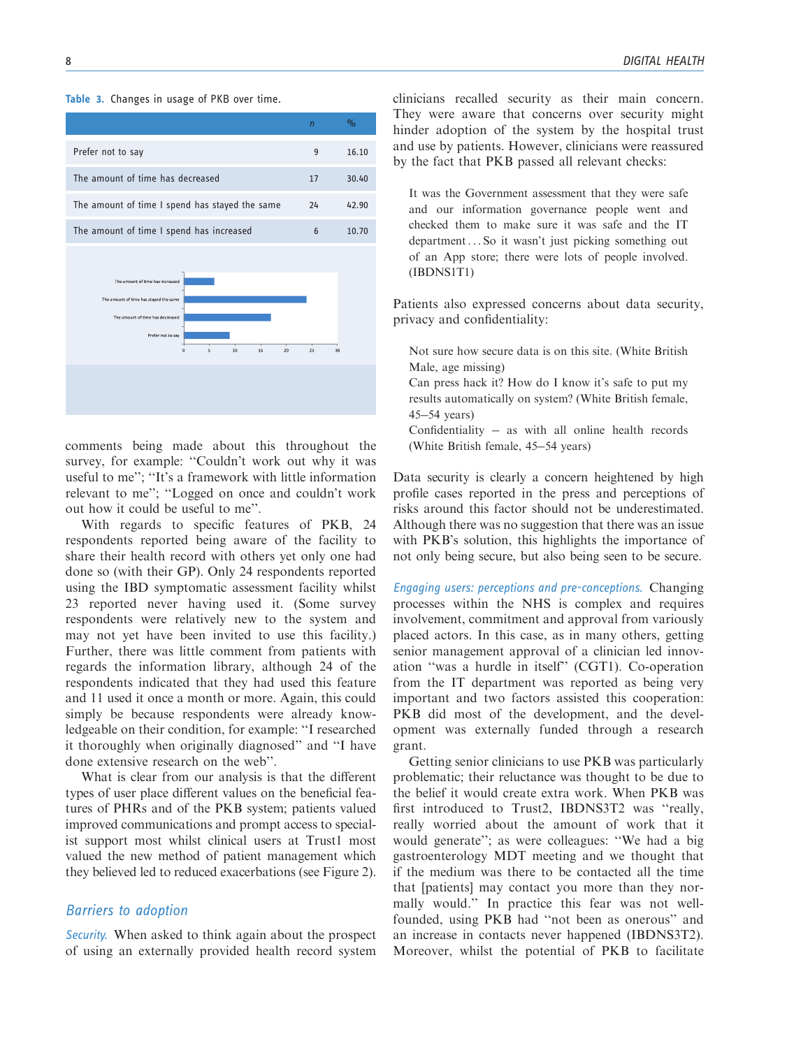Table 3. Changes in usage of PKB over time.

| | n | % |
|---|---|---|
| Prefer not to say | 9 | 16.10 |
| The amount of time has decreased | 17 | 30.40 |
| The amount of time I spend has stayed the same | 24 | 42.90 |
| The amount of time I spend has increased | 6 | 10.70 |

comments being made about this throughout the survey, for example: "Couldn't work out why it was useful to me"; "It's a framework with little information relevant to me"; "Logged on once and couldn't work out how it could be useful to me".

With regards to specific features of PKB, 24 respondents reported being aware of the facility to share their health record with others yet only one had done so (with their GP). Only 24 respondents reported using the IBD symptomatic assessment facility whilst 23 reported never having used it. (Some survey respondents were relatively new to the system and may not yet have been invited to use this facility.) Further, there was little comment from patients with regards the information library, although 24 of the respondents indicated that they had used this feature and 11 used it once a month or more. Again, this could simply be because respondents were already knowledgeable on their condition, for example: "I researched it thoroughly when originally diagnosed" and "I have done extensive research on the web".

What is clear from our analysis is that the different types of user place different values on the beneficial features of PHRs and of the PKB system; patients valued improved communications and prompt access to specialist support most whilst clinical users at Trust1 most valued the new method of patient management which they believed led to reduced exacerbations (see Figure 2).

## Barriers to adoption

*Security.* When asked to think again about the prospect of using an externally provided health record system clinicians recalled security as their main concern. They were aware that concerns over security might hinder adoption of the system by the hospital trust and use by patients. However, clinicians were reassured by the fact that PKB passed all relevant checks:

> It was the Government assessment that they were safe and our information governance people went and checked them to make sure it was safe and the IT department... So it wasn't just picking something out of an App store; there were lots of people involved. (IBDNS1T1)

Patients also expressed concerns about data security, privacy and confidentiality:

> Not sure how secure data is on this site. (White British Male, age missing)
> Can press hack it? How do I know it's safe to put my results automatically on system? (White British female, 45–54 years)
> Confidentiality – as with all online health records (White British female, 45–54 years)

Data security is clearly a concern heightened by high profile cases reported in the press and perceptions of risks around this factor should not be underestimated. Although there was no suggestion that there was an issue with PKB's solution, this highlights the importance of not only being secure, but also being seen to be secure.

*Engaging users: perceptions and pre-conceptions.* Changing processes within the NHS is complex and requires involvement, commitment and approval from variously placed actors. In this case, as in many others, getting senior management approval of a clinician led innovation "was a hurdle in itself" (CGT1). Co-operation from the IT department was reported as being very important and two factors assisted this cooperation: PKB did most of the development, and the development was externally funded through a research grant.

Getting senior clinicians to use PKB was particularly problematic; their reluctance was thought to be due to the belief it would create extra work. When PKB was first introduced to Trust2, IBDNS3T2 was "really, really worried about the amount of work that it would generate"; as were colleagues: "We had a big gastroenterology MDT meeting and we thought that if the medium was there to be contacted all the time that [patients] may contact you more than they normally would." In practice this fear was not well-founded, using PKB had "not been as onerous" and an increase in contacts never happened (IBDNS3T2). Moreover, whilst the potential of PKB to facilitate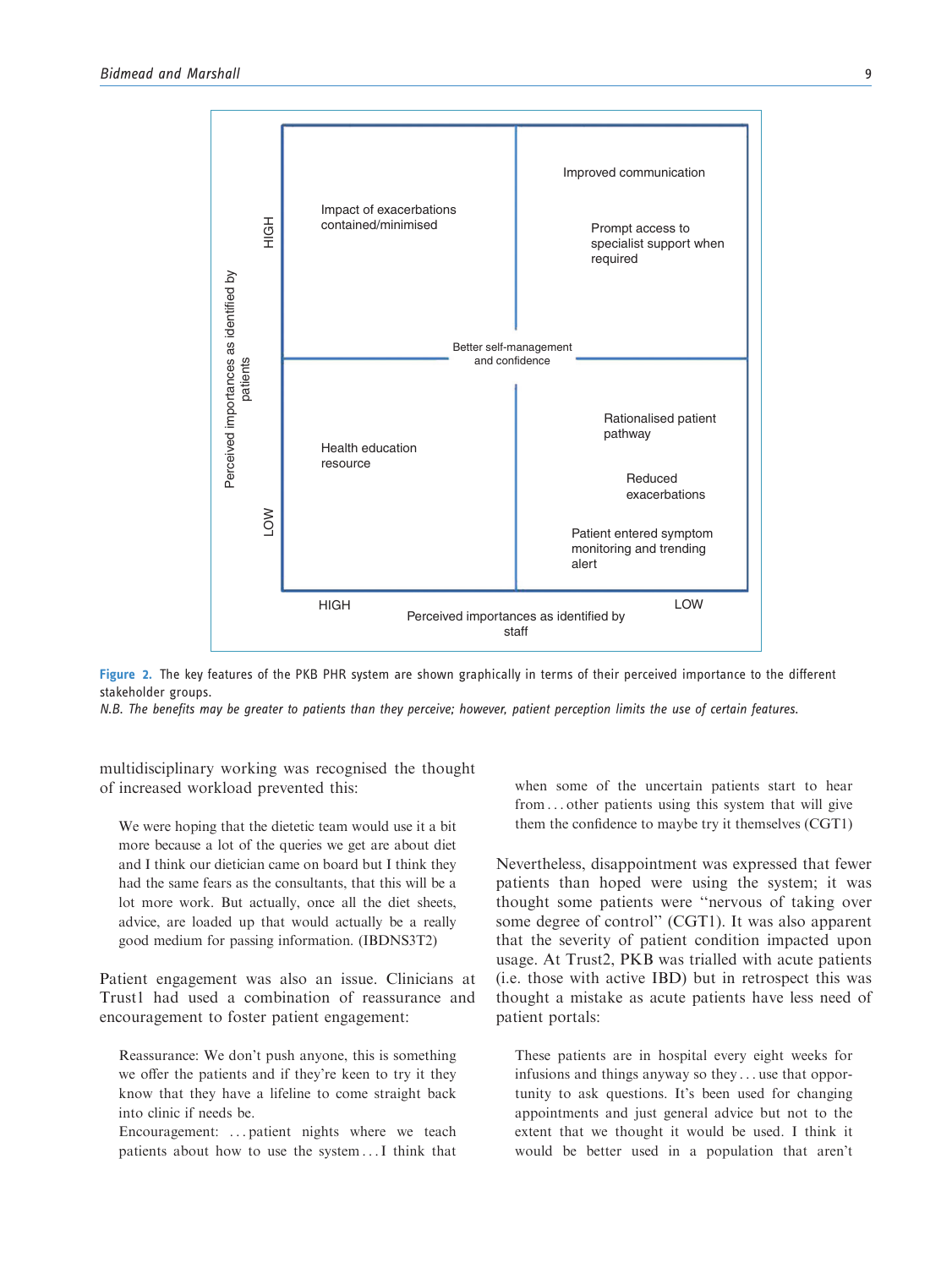Perceived importances as identified by patients

| | HIGH (staff) | LOW (staff) |
|---|---|---|
| **HIGH (patients)** | Impact of exacerbations contained/minimised | Improved communication; Prompt access to specialist support when required |
| **LOW (patients)** | Health education resource | Rationalised patient pathway; Reduced exacerbations; Patient entered symptom monitoring and trending alert |

Centre: Better self-management and confidence

Perceived importances as identified by staff

**Figure 2.** The key features of the PKB PHR system are shown graphically in terms of their perceived importance to the different stakeholder groups.
*N.B. The benefits may be greater to patients than they perceive; however, patient perception limits the use of certain features.*

multidisciplinary working was recognised the thought of increased workload prevented this:

> We were hoping that the dietetic team would use it a bit more because a lot of the queries we get are about diet and I think our dietician came on board but I think they had the same fears as the consultants, that this will be a lot more work. But actually, once all the diet sheets, advice, are loaded up that would actually be a really good medium for passing information. (IBDNS3T2)

Patient engagement was also an issue. Clinicians at Trust1 had used a combination of reassurance and encouragement to foster patient engagement:

> Reassurance: We don't push anyone, this is something we offer the patients and if they're keen to try it they know that they have a lifeline to come straight back into clinic if needs be.
> Encouragement: ...patient nights where we teach patients about how to use the system...I think that when some of the uncertain patients start to hear from...other patients using this system that will give them the confidence to maybe try it themselves (CGT1)

Nevertheless, disappointment was expressed that fewer patients than hoped were using the system; it was thought some patients were "nervous of taking over some degree of control" (CGT1). It was also apparent that the severity of patient condition impacted upon usage. At Trust2, PKB was trialled with acute patients (i.e. those with active IBD) but in retrospect this was thought a mistake as acute patients have less need of patient portals:

> These patients are in hospital every eight weeks for infusions and things anyway so they...use that opportunity to ask questions. It's been used for changing appointments and just general advice but not to the extent that we thought it would be used. I think it would be better used in a population that aren't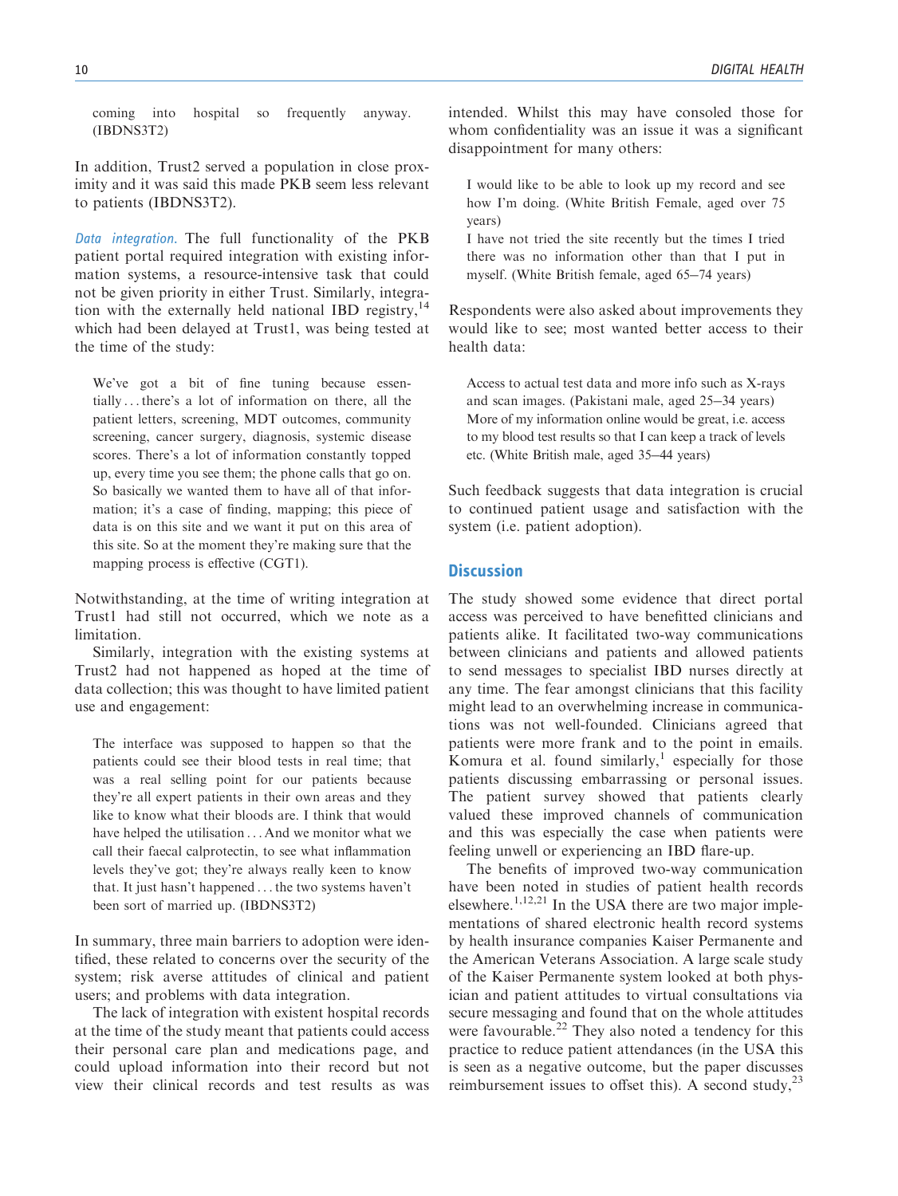coming into hospital so frequently anyway. (IBDNS3T2)

In addition, Trust2 served a population in close proximity and it was said this made PKB seem less relevant to patients (IBDNS3T2).

*Data integration.* The full functionality of the PKB patient portal required integration with existing information systems, a resource-intensive task that could not be given priority in either Trust. Similarly, integration with the externally held national IBD registry,[14] which had been delayed at Trust1, was being tested at the time of the study:

> We've got a bit of fine tuning because essentially ... there's a lot of information on there, all the patient letters, screening, MDT outcomes, community screening, cancer surgery, diagnosis, systemic disease scores. There's a lot of information constantly topped up, every time you see them; the phone calls that go on. So basically we wanted them to have all of that information; it's a case of finding, mapping; this piece of data is on this site and we want it put on this area of this site. So at the moment they're making sure that the mapping process is effective (CGT1).

Notwithstanding, at the time of writing integration at Trust1 had still not occurred, which we note as a limitation.

Similarly, integration with the existing systems at Trust2 had not happened as hoped at the time of data collection; this was thought to have limited patient use and engagement:

> The interface was supposed to happen so that the patients could see their blood tests in real time; that was a real selling point for our patients because they're all expert patients in their own areas and they like to know what their bloods are. I think that would have helped the utilisation ... And we monitor what we call their faecal calprotectin, to see what inflammation levels they've got; they're always really keen to know that. It just hasn't happened ... the two systems haven't been sort of married up. (IBDNS3T2)

In summary, three main barriers to adoption were identified, these related to concerns over the security of the system; risk averse attitudes of clinical and patient users; and problems with data integration.

The lack of integration with existent hospital records at the time of the study meant that patients could access their personal care plan and medications page, and could upload information into their record but not view their clinical records and test results as was intended. Whilst this may have consoled those for whom confidentiality was an issue it was a significant disappointment for many others:

> I would like to be able to look up my record and see how I'm doing. (White British Female, aged over 75 years)
>
> I have not tried the site recently but the times I tried there was no information other than that I put in myself. (White British female, aged 65–74 years)

Respondents were also asked about improvements they would like to see; most wanted better access to their health data:

> Access to actual test data and more info such as X-rays and scan images. (Pakistani male, aged 25–34 years)
>
> More of my information online would be great, i.e. access to my blood test results so that I can keep a track of levels etc. (White British male, aged 35–44 years)

Such feedback suggests that data integration is crucial to continued patient usage and satisfaction with the system (i.e. patient adoption).

## Discussion

The study showed some evidence that direct portal access was perceived to have benefitted clinicians and patients alike. It facilitated two-way communications between clinicians and patients and allowed patients to send messages to specialist IBD nurses directly at any time. The fear amongst clinicians that this facility might lead to an overwhelming increase in communications was not well-founded. Clinicians agreed that patients were more frank and to the point in emails. Komura et al. found similarly,[1] especially for those patients discussing embarrassing or personal issues. The patient survey showed that patients clearly valued these improved channels of communication and this was especially the case when patients were feeling unwell or experiencing an IBD flare-up.

The benefits of improved two-way communication have been noted in studies of patient health records elsewhere.[1,12,21] In the USA there are two major implementations of shared electronic health record systems by health insurance companies Kaiser Permanente and the American Veterans Association. A large scale study of the Kaiser Permanente system looked at both physician and patient attitudes to virtual consultations via secure messaging and found that on the whole attitudes were favourable.[22] They also noted a tendency for this practice to reduce patient attendances (in the USA this is seen as a negative outcome, but the paper discusses reimbursement issues to offset this). A second study,[23]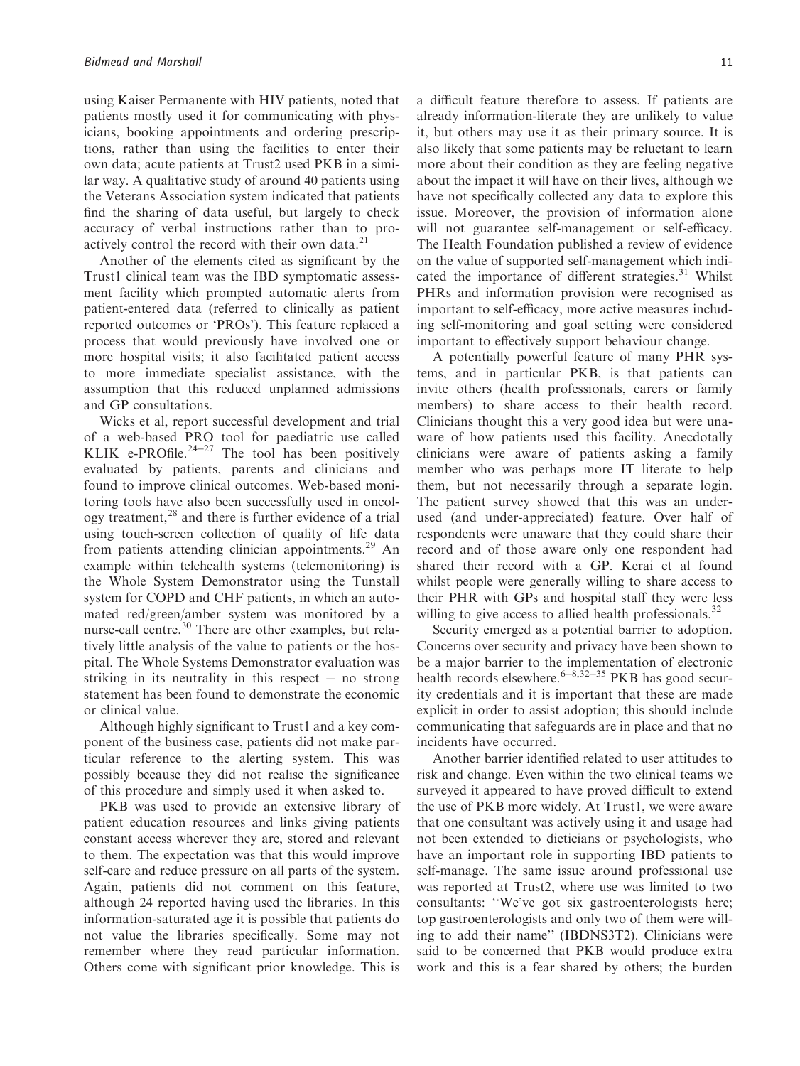using Kaiser Permanente with HIV patients, noted that patients mostly used it for communicating with physicians, booking appointments and ordering prescriptions, rather than using the facilities to enter their own data; acute patients at Trust2 used PKB in a similar way. A qualitative study of around 40 patients using the Veterans Association system indicated that patients find the sharing of data useful, but largely to check accuracy of verbal instructions rather than to proactively control the record with their own data.[21]

Another of the elements cited as significant by the Trust1 clinical team was the IBD symptomatic assessment facility which prompted automatic alerts from patient-entered data (referred to clinically as patient reported outcomes or 'PROs'). This feature replaced a process that would previously have involved one or more hospital visits; it also facilitated patient access to more immediate specialist assistance, with the assumption that this reduced unplanned admissions and GP consultations.

Wicks et al, report successful development and trial of a web-based PRO tool for paediatric use called KLIK e-PROfile.[24–27] The tool has been positively evaluated by patients, parents and clinicians and found to improve clinical outcomes. Web-based monitoring tools have also been successfully used in oncology treatment,[28] and there is further evidence of a trial using touch-screen collection of quality of life data from patients attending clinician appointments.[29] An example within telehealth systems (telemonitoring) is the Whole System Demonstrator using the Tunstall system for COPD and CHF patients, in which an automated red/green/amber system was monitored by a nurse-call centre.[30] There are other examples, but relatively little analysis of the value to patients or the hospital. The Whole Systems Demonstrator evaluation was striking in its neutrality in this respect – no strong statement has been found to demonstrate the economic or clinical value.

Although highly significant to Trust1 and a key component of the business case, patients did not make particular reference to the alerting system. This was possibly because they did not realise the significance of this procedure and simply used it when asked to.

PKB was used to provide an extensive library of patient education resources and links giving patients constant access wherever they are, stored and relevant to them. The expectation was that this would improve self-care and reduce pressure on all parts of the system. Again, patients did not comment on this feature, although 24 reported having used the libraries. In this information-saturated age it is possible that patients do not value the libraries specifically. Some may not remember where they read particular information. Others come with significant prior knowledge. This is a difficult feature therefore to assess. If patients are already information-literate they are unlikely to value it, but others may use it as their primary source. It is also likely that some patients may be reluctant to learn more about their condition as they are feeling negative about the impact it will have on their lives, although we have not specifically collected any data to explore this issue. Moreover, the provision of information alone will not guarantee self-management or self-efficacy. The Health Foundation published a review of evidence on the value of supported self-management which indicated the importance of different strategies.[31] Whilst PHRs and information provision were recognised as important to self-efficacy, more active measures including self-monitoring and goal setting were considered important to effectively support behaviour change.

A potentially powerful feature of many PHR systems, and in particular PKB, is that patients can invite others (health professionals, carers or family members) to share access to their health record. Clinicians thought this a very good idea but were unaware of how patients used this facility. Anecdotally clinicians were aware of patients asking a family member who was perhaps more IT literate to help them, but not necessarily through a separate login. The patient survey showed that this was an underused (and under-appreciated) feature. Over half of respondents were unaware that they could share their record and of those aware only one respondent had shared their record with a GP. Kerai et al found whilst people were generally willing to share access to their PHR with GPs and hospital staff they were less willing to give access to allied health professionals.[32]

Security emerged as a potential barrier to adoption. Concerns over security and privacy have been shown to be a major barrier to the implementation of electronic health records elsewhere.[6–8,32–35] PKB has good security credentials and it is important that these are made explicit in order to assist adoption; this should include communicating that safeguards are in place and that no incidents have occurred.

Another barrier identified related to user attitudes to risk and change. Even within the two clinical teams we surveyed it appeared to have proved difficult to extend the use of PKB more widely. At Trust1, we were aware that one consultant was actively using it and usage had not been extended to dieticians or psychologists, who have an important role in supporting IBD patients to self-manage. The same issue around professional use was reported at Trust2, where use was limited to two consultants: "We've got six gastroenterologists here; top gastroenterologists and only two of them were willing to add their name" (IBDNS3T2). Clinicians were said to be concerned that PKB would produce extra work and this is a fear shared by others; the burden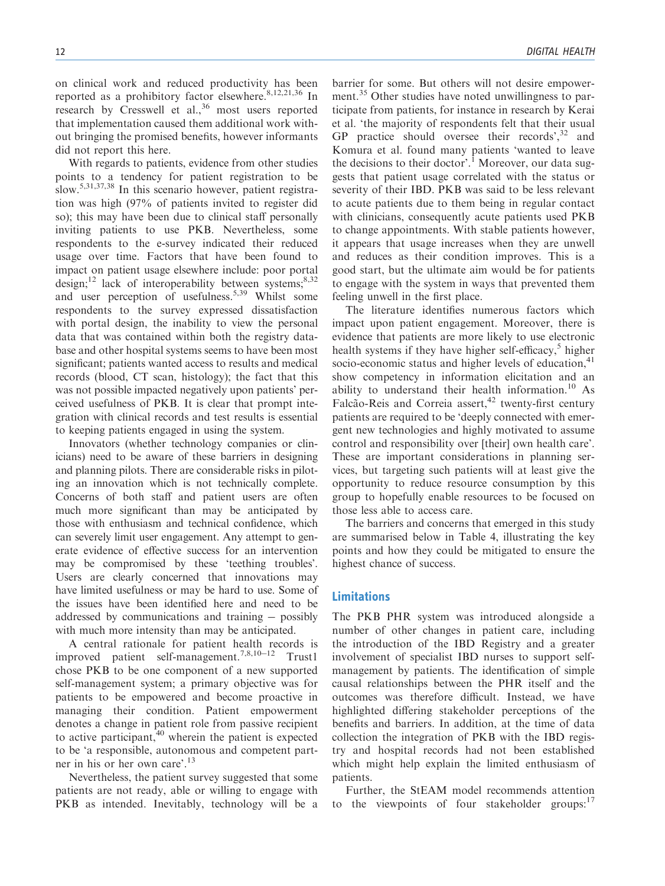on clinical work and reduced productivity has been reported as a prohibitory factor elsewhere.[8,12,21,36] In research by Cresswell et al.,[36] most users reported that implementation caused them additional work without bringing the promised benefits, however informants did not report this here.

With regards to patients, evidence from other studies points to a tendency for patient registration to be slow.[5,31,37,38] In this scenario however, patient registration was high (97% of patients invited to register did so); this may have been due to clinical staff personally inviting patients to use PKB. Nevertheless, some respondents to the e-survey indicated their reduced usage over time. Factors that have been found to impact on patient usage elsewhere include: poor portal design;[12] lack of interoperability between systems;[8,32] and user perception of usefulness.[5,39] Whilst some respondents to the survey expressed dissatisfaction with portal design, the inability to view the personal data that was contained within both the registry database and other hospital systems seems to have been most significant; patients wanted access to results and medical records (blood, CT scan, histology); the fact that this was not possible impacted negatively upon patients' perceived usefulness of PKB. It is clear that prompt integration with clinical records and test results is essential to keeping patients engaged in using the system.

Innovators (whether technology companies or clinicians) need to be aware of these barriers in designing and planning pilots. There are considerable risks in piloting an innovation which is not technically complete. Concerns of both staff and patient users are often much more significant than may be anticipated by those with enthusiasm and technical confidence, which can severely limit user engagement. Any attempt to generate evidence of effective success for an intervention may be compromised by these 'teething troubles'. Users are clearly concerned that innovations may have limited usefulness or may be hard to use. Some of the issues have been identified here and need to be addressed by communications and training – possibly with much more intensity than may be anticipated.

A central rationale for patient health records is improved patient self-management.[7,8,10–12] Trust1 chose PKB to be one component of a new supported self-management system; a primary objective was for patients to be empowered and become proactive in managing their condition. Patient empowerment denotes a change in patient role from passive recipient to active participant,[40] wherein the patient is expected to be 'a responsible, autonomous and competent partner in his or her own care'.[13]

Nevertheless, the patient survey suggested that some patients are not ready, able or willing to engage with PKB as intended. Inevitably, technology will be a barrier for some. But others will not desire empowerment.[35] Other studies have noted unwillingness to participate from patients, for instance in research by Kerai et al. 'the majority of respondents felt that their usual GP practice should oversee their records',[32] and Komura et al. found many patients 'wanted to leave the decisions to their doctor'.[1] Moreover, our data suggests that patient usage correlated with the status or severity of their IBD. PKB was said to be less relevant to acute patients due to them being in regular contact with clinicians, consequently acute patients used PKB to change appointments. With stable patients however, it appears that usage increases when they are unwell and reduces as their condition improves. This is a good start, but the ultimate aim would be for patients to engage with the system in ways that prevented them feeling unwell in the first place.

The literature identifies numerous factors which impact upon patient engagement. Moreover, there is evidence that patients are more likely to use electronic health systems if they have higher self-efficacy,[5] higher socio-economic status and higher levels of education,[41] show competency in information elicitation and an ability to understand their health information.[10] As Falcão-Reis and Correia assert,[42] twenty-first century patients are required to be 'deeply connected with emergent new technologies and highly motivated to assume control and responsibility over [their] own health care'. These are important considerations in planning services, but targeting such patients will at least give the opportunity to reduce resource consumption by this group to hopefully enable resources to be focused on those less able to access care.

The barriers and concerns that emerged in this study are summarised below in Table 4, illustrating the key points and how they could be mitigated to ensure the highest chance of success.

## Limitations

The PKB PHR system was introduced alongside a number of other changes in patient care, including the introduction of the IBD Registry and a greater involvement of specialist IBD nurses to support self-management by patients. The identification of simple causal relationships between the PHR itself and the outcomes was therefore difficult. Instead, we have highlighted differing stakeholder perceptions of the benefits and barriers. In addition, at the time of data collection the integration of PKB with the IBD registry and hospital records had not been established which might help explain the limited enthusiasm of patients.

Further, the StEAM model recommends attention to the viewpoints of four stakeholder groups:[17]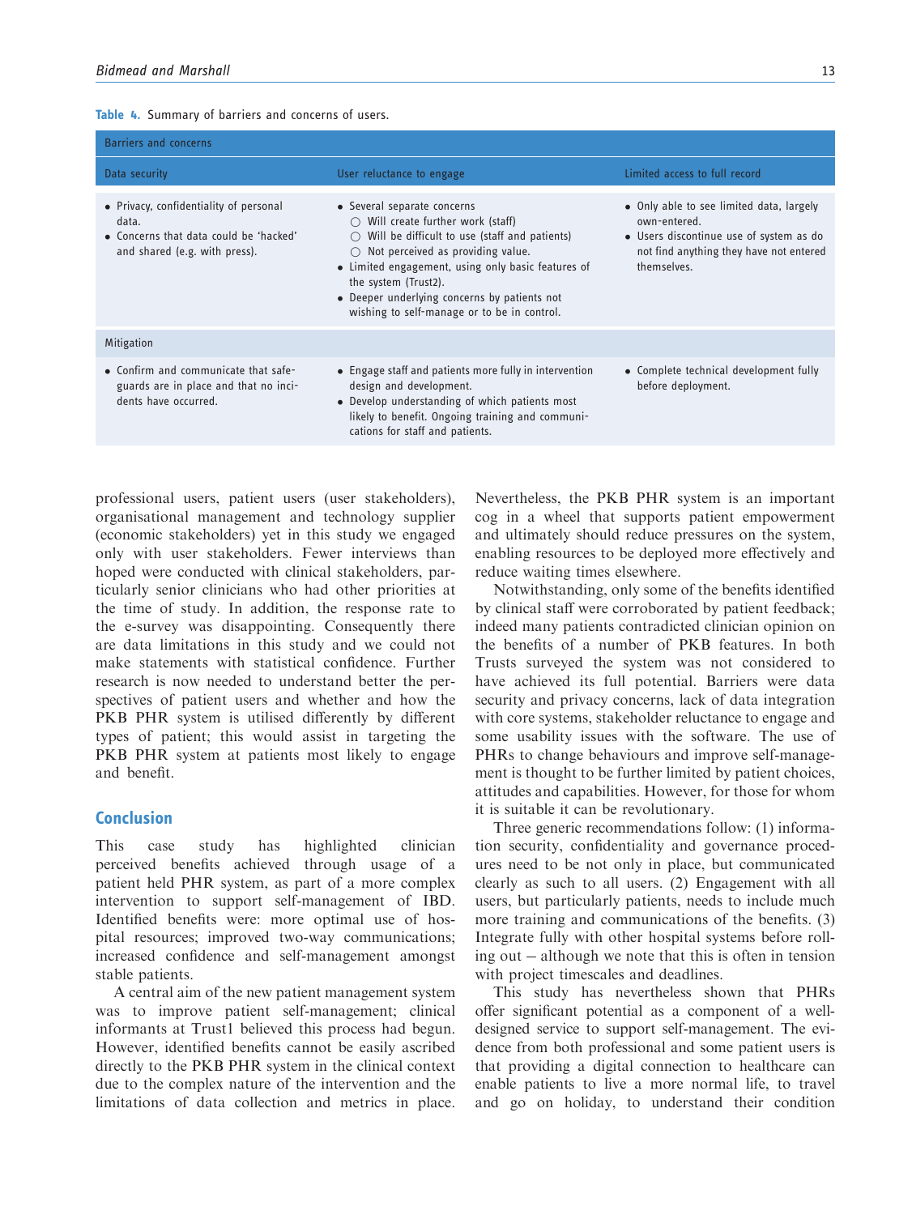**Table 4.** Summary of barriers and concerns of users.

| Barriers and concerns | | |
|---|---|---|
| **Data security** | **User reluctance to engage** | **Limited access to full record** |
| • Privacy, confidentiality of personal data.<br>• Concerns that data could be 'hacked' and shared (e.g. with press). | • Several separate concerns<br>○ Will create further work (staff)<br>○ Will be difficult to use (staff and patients)<br>○ Not perceived as providing value.<br>• Limited engagement, using only basic features of the system (Trust2).<br>• Deeper underlying concerns by patients not wishing to self-manage or to be in control. | • Only able to see limited data, largely own-entered.<br>• Users discontinue use of system as do not find anything they have not entered themselves. |
| **Mitigation** | | |
| • Confirm and communicate that safeguards are in place and that no incidents have occurred. | • Engage staff and patients more fully in intervention design and development.<br>• Develop understanding of which patients most likely to benefit. Ongoing training and communications for staff and patients. | • Complete technical development fully before deployment. |

professional users, patient users (user stakeholders), organisational management and technology supplier (economic stakeholders) yet in this study we engaged only with user stakeholders. Fewer interviews than hoped were conducted with clinical stakeholders, particularly senior clinicians who had other priorities at the time of study. In addition, the response rate to the e-survey was disappointing. Consequently there are data limitations in this study and we could not make statements with statistical confidence. Further research is now needed to understand better the perspectives of patient users and whether and how the PKB PHR system is utilised differently by different types of patient; this would assist in targeting the PKB PHR system at patients most likely to engage and benefit.

## Conclusion

This case study has highlighted clinician perceived benefits achieved through usage of a patient held PHR system, as part of a more complex intervention to support self-management of IBD. Identified benefits were: more optimal use of hospital resources; improved two-way communications; increased confidence and self-management amongst stable patients.

A central aim of the new patient management system was to improve patient self-management; clinical informants at Trust1 believed this process had begun. However, identified benefits cannot be easily ascribed directly to the PKB PHR system in the clinical context due to the complex nature of the intervention and the limitations of data collection and metrics in place. Nevertheless, the PKB PHR system is an important cog in a wheel that supports patient empowerment and ultimately should reduce pressures on the system, enabling resources to be deployed more effectively and reduce waiting times elsewhere.

Notwithstanding, only some of the benefits identified by clinical staff were corroborated by patient feedback; indeed many patients contradicted clinician opinion on the benefits of a number of PKB features. In both Trusts surveyed the system was not considered to have achieved its full potential. Barriers were data security and privacy concerns, lack of data integration with core systems, stakeholder reluctance to engage and some usability issues with the software. The use of PHRs to change behaviours and improve self-management is thought to be further limited by patient choices, attitudes and capabilities. However, for those for whom it is suitable it can be revolutionary.

Three generic recommendations follow: (1) information security, confidentiality and governance procedures need to be not only in place, but communicated clearly as such to all users. (2) Engagement with all users, but particularly patients, needs to include much more training and communications of the benefits. (3) Integrate fully with other hospital systems before rolling out – although we note that this is often in tension with project timescales and deadlines.

This study has nevertheless shown that PHRs offer significant potential as a component of a well-designed service to support self-management. The evidence from both professional and some patient users is that providing a digital connection to healthcare can enable patients to live a more normal life, to travel and go on holiday, to understand their condition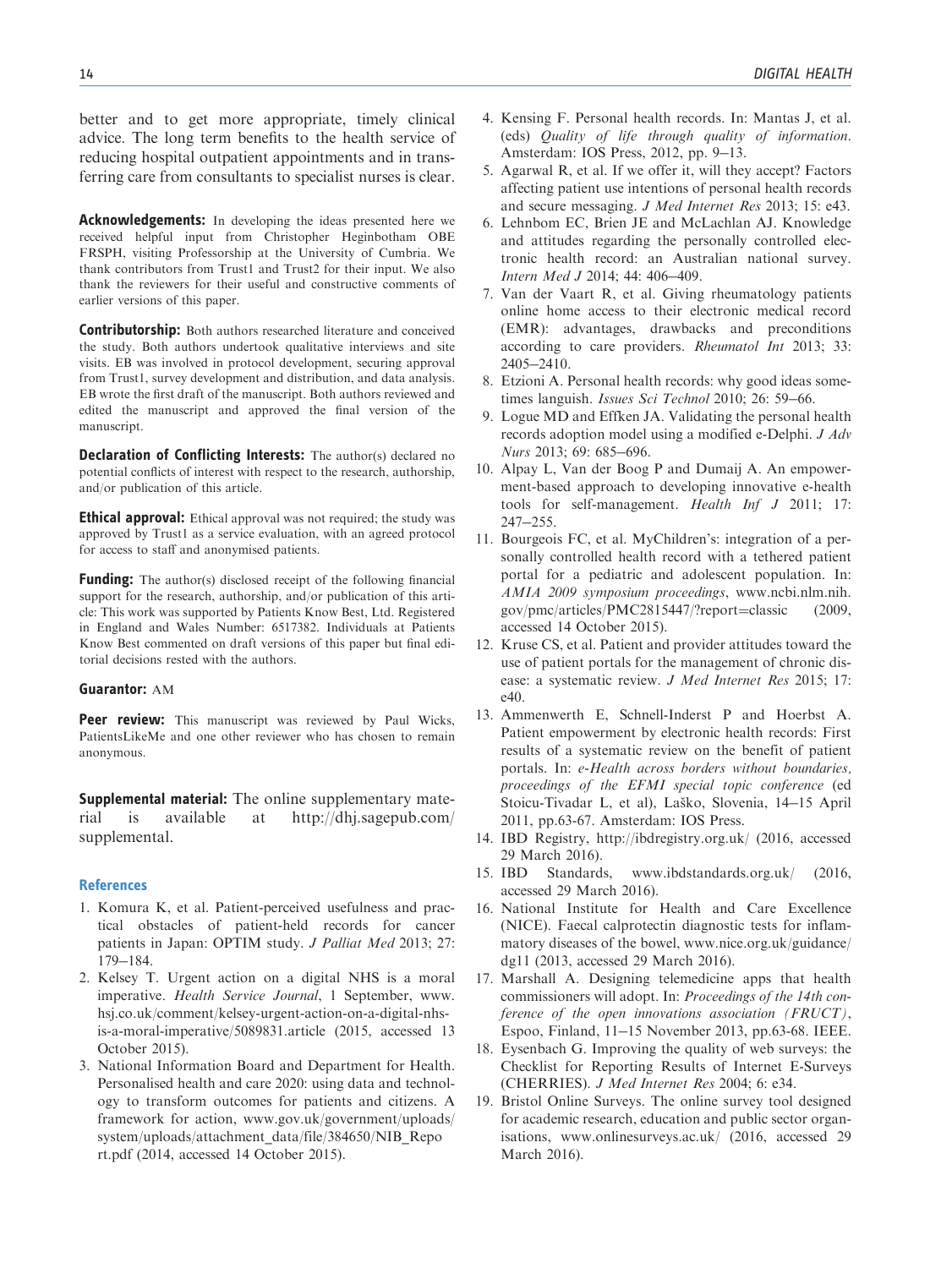better and to get more appropriate, timely clinical advice. The long term benefits to the health service of reducing hospital outpatient appointments and in transferring care from consultants to specialist nurses is clear.

**Acknowledgements:** In developing the ideas presented here we received helpful input from Christopher Heginbotham OBE FRSPH, visiting Professorship at the University of Cumbria. We thank contributors from Trust1 and Trust2 for their input. We also thank the reviewers for their useful and constructive comments of earlier versions of this paper.

**Contributorship:** Both authors researched literature and conceived the study. Both authors undertook qualitative interviews and site visits. EB was involved in protocol development, securing approval from Trust1, survey development and distribution, and data analysis. EB wrote the first draft of the manuscript. Both authors reviewed and edited the manuscript and approved the final version of the manuscript.

**Declaration of Conflicting Interests:** The author(s) declared no potential conflicts of interest with respect to the research, authorship, and/or publication of this article.

**Ethical approval:** Ethical approval was not required; the study was approved by Trust1 as a service evaluation, with an agreed protocol for access to staff and anonymised patients.

**Funding:** The author(s) disclosed receipt of the following financial support for the research, authorship, and/or publication of this article: This work was supported by Patients Know Best, Ltd. Registered in England and Wales Number: 6517382. Individuals at Patients Know Best commented on draft versions of this paper but final editorial decisions rested with the authors.

**Guarantor:** AM

**Peer review:** This manuscript was reviewed by Paul Wicks, PatientsLikeMe and one other reviewer who has chosen to remain anonymous.

**Supplemental material:** The online supplementary material is available at http://dhj.sagepub.com/supplemental.

## References

1. Komura K, et al. Patient-perceived usefulness and practical obstacles of patient-held records for cancer patients in Japan: OPTIM study. *J Palliat Med* 2013; 27: 179–184.
2. Kelsey T. Urgent action on a digital NHS is a moral imperative. *Health Service Journal*, 1 September, www.hsj.co.uk/comment/kelsey-urgent-action-on-a-digital-nhs-is-a-moral-imperative/5089831.article (2015, accessed 13 October 2015).
3. National Information Board and Department for Health. Personalised health and care 2020: using data and technology to transform outcomes for patients and citizens. A framework for action, www.gov.uk/government/uploads/system/uploads/attachment_data/file/384650/NIB_Report.pdf (2014, accessed 14 October 2015).
4. Kensing F. Personal health records. In: Mantas J, et al. (eds) *Quality of life through quality of information*. Amsterdam: IOS Press, 2012, pp. 9–13.
5. Agarwal R, et al. If we offer it, will they accept? Factors affecting patient use intentions of personal health records and secure messaging. *J Med Internet Res* 2013; 15: e43.
6. Lehnbom EC, Brien JE and McLachlan AJ. Knowledge and attitudes regarding the personally controlled electronic health record: an Australian national survey. *Intern Med J* 2014; 44: 406–409.
7. Van der Vaart R, et al. Giving rheumatology patients online home access to their electronic medical record (EMR): advantages, drawbacks and preconditions according to care providers. *Rheumatol Int* 2013; 33: 2405–2410.
8. Etzioni A. Personal health records: why good ideas sometimes languish. *Issues Sci Technol* 2010; 26: 59–66.
9. Logue MD and Effken JA. Validating the personal health records adoption model using a modified e-Delphi. *J Adv Nurs* 2013; 69: 685–696.
10. Alpay L, Van der Boog P and Dumaij A. An empowerment-based approach to developing innovative e-health tools for self-management. *Health Inf J* 2011; 17: 247–255.
11. Bourgeois FC, et al. MyChildren's: integration of a personally controlled health record with a tethered patient portal for a pediatric and adolescent population. In: *AMIA 2009 symposium proceedings*, www.ncbi.nlm.nih.gov/pmc/articles/PMC2815447/?report=classic (2009, accessed 14 October 2015).
12. Kruse CS, et al. Patient and provider attitudes toward the use of patient portals for the management of chronic disease: a systematic review. *J Med Internet Res* 2015; 17: e40.
13. Ammenwerth E, Schnell-Inderst P and Hoerbst A. Patient empowerment by electronic health records: First results of a systematic review on the benefit of patient portals. In: *e-Health across borders without boundaries, proceedings of the EFMI special topic conference* (ed Stoicu-Tivadar L, et al), Laško, Slovenia, 14–15 April 2011, pp.63-67. Amsterdam: IOS Press.
14. IBD Registry, http://ibdregistry.org.uk/ (2016, accessed 29 March 2016).
15. IBD Standards, www.ibdstandards.org.uk/ (2016, accessed 29 March 2016).
16. National Institute for Health and Care Excellence (NICE). Faecal calprotectin diagnostic tests for inflammatory diseases of the bowel, www.nice.org.uk/guidance/dg11 (2013, accessed 29 March 2016).
17. Marshall A. Designing telemedicine apps that health commissioners will adopt. In: *Proceedings of the 14th conference of the open innovations association (FRUCT)*, Espoo, Finland, 11–15 November 2013, pp.63-68. IEEE.
18. Eysenbach G. Improving the quality of web surveys: the Checklist for Reporting Results of Internet E-Surveys (CHERRIES). *J Med Internet Res* 2004; 6: e34.
19. Bristol Online Surveys. The online survey tool designed for academic research, education and public sector organisations, www.onlinesurveys.ac.uk/ (2016, accessed 29 March 2016).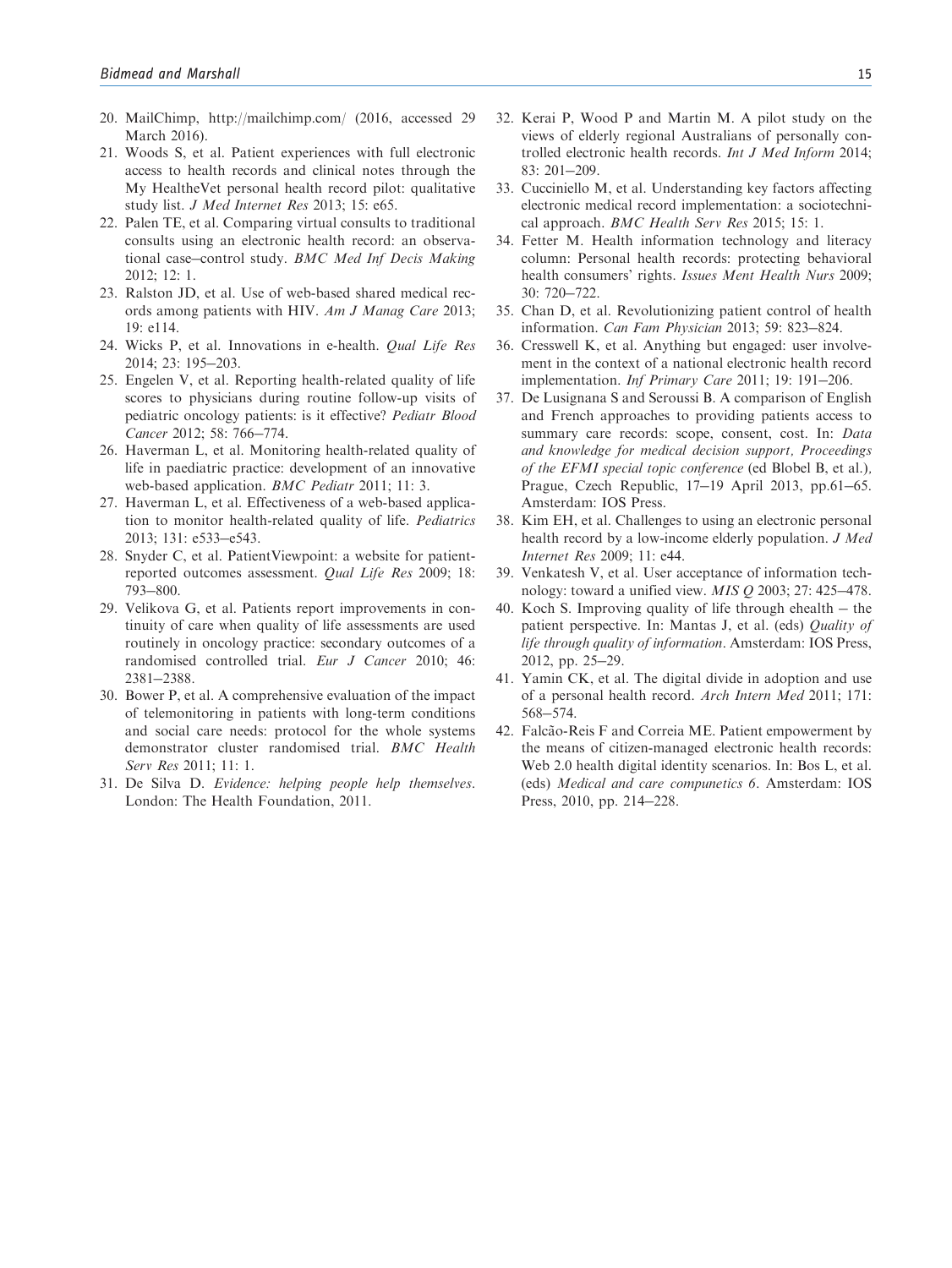20. MailChimp, http://mailchimp.com/ (2016, accessed 29 March 2016).
21. Woods S, et al. Patient experiences with full electronic access to health records and clinical notes through the My HealtheVet personal health record pilot: qualitative study list. *J Med Internet Res* 2013; 15: e65.
22. Palen TE, et al. Comparing virtual consults to traditional consults using an electronic health record: an observational case–control study. *BMC Med Inf Decis Making* 2012; 12: 1.
23. Ralston JD, et al. Use of web-based shared medical records among patients with HIV. *Am J Manag Care* 2013; 19: e114.
24. Wicks P, et al. Innovations in e-health. *Qual Life Res* 2014; 23: 195–203.
25. Engelen V, et al. Reporting health-related quality of life scores to physicians during routine follow-up visits of pediatric oncology patients: is it effective? *Pediatr Blood Cancer* 2012; 58: 766–774.
26. Haverman L, et al. Monitoring health-related quality of life in paediatric practice: development of an innovative web-based application. *BMC Pediatr* 2011; 11: 3.
27. Haverman L, et al. Effectiveness of a web-based application to monitor health-related quality of life. *Pediatrics* 2013; 131: e533–e543.
28. Snyder C, et al. PatientViewpoint: a website for patient-reported outcomes assessment. *Qual Life Res* 2009; 18: 793–800.
29. Velikova G, et al. Patients report improvements in continuity of care when quality of life assessments are used routinely in oncology practice: secondary outcomes of a randomised controlled trial. *Eur J Cancer* 2010; 46: 2381–2388.
30. Bower P, et al. A comprehensive evaluation of the impact of telemonitoring in patients with long-term conditions and social care needs: protocol for the whole systems demonstrator cluster randomised trial. *BMC Health Serv Res* 2011; 11: 1.
31. De Silva D. *Evidence: helping people help themselves*. London: The Health Foundation, 2011.
32. Kerai P, Wood P and Martin M. A pilot study on the views of elderly regional Australians of personally controlled electronic health records. *Int J Med Inform* 2014; 83: 201–209.
33. Cucciniello M, et al. Understanding key factors affecting electronic medical record implementation: a sociotechnical approach. *BMC Health Serv Res* 2015; 15: 1.
34. Fetter M. Health information technology and literacy column: Personal health records: protecting behavioral health consumers' rights. *Issues Ment Health Nurs* 2009; 30: 720–722.
35. Chan D, et al. Revolutionizing patient control of health information. *Can Fam Physician* 2013; 59: 823–824.
36. Cresswell K, et al. Anything but engaged: user involvement in the context of a national electronic health record implementation. *Inf Primary Care* 2011; 19: 191–206.
37. De Lusignana S and Seroussi B. A comparison of English and French approaches to providing patients access to summary care records: scope, consent, cost. In: *Data and knowledge for medical decision support, Proceedings of the EFMI special topic conference* (ed Blobel B, et al.), Prague, Czech Republic, 17–19 April 2013, pp.61–65. Amsterdam: IOS Press.
38. Kim EH, et al. Challenges to using an electronic personal health record by a low-income elderly population. *J Med Internet Res* 2009; 11: e44.
39. Venkatesh V, et al. User acceptance of information technology: toward a unified view. *MIS Q* 2003; 27: 425–478.
40. Koch S. Improving quality of life through ehealth – the patient perspective. In: Mantas J, et al. (eds) *Quality of life through quality of information*. Amsterdam: IOS Press, 2012, pp. 25–29.
41. Yamin CK, et al. The digital divide in adoption and use of a personal health record. *Arch Intern Med* 2011; 171: 568–574.
42. Falcão-Reis F and Correia ME. Patient empowerment by the means of citizen-managed electronic health records: Web 2.0 health digital identity scenarios. In: Bos L, et al. (eds) *Medical and care compunetics 6*. Amsterdam: IOS Press, 2010, pp. 214–228.